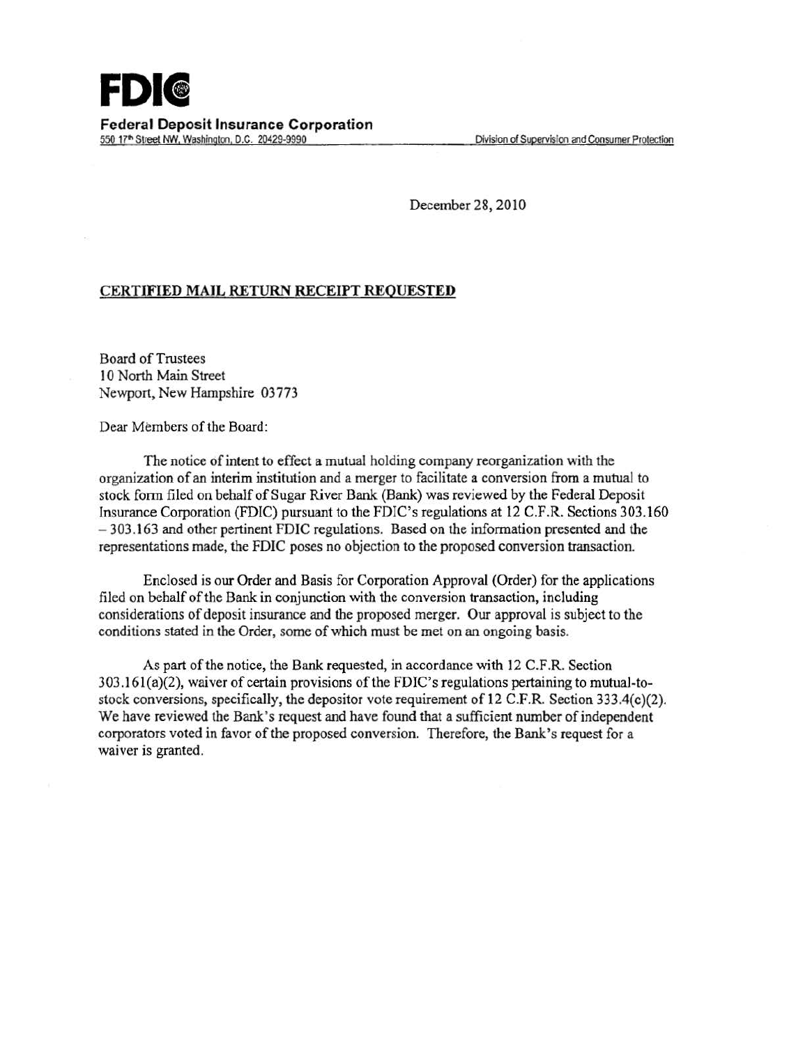**FDIC**

**Federal Deposit Insurance Corporation**

550 17th Street NW, Washington, D.C. 20429-9990 — Division of Supervision and Consumer Protection

December 28, 2010

**CERTIFIED MAIL RETURN RECEIPT REQUESTED**

Board of Trustees
10 North Main Street
Newport, New Hampshire 03773

Dear Members of the Board:

The notice of intent to effect a mutual holding company reorganization with the organization of an interim institution and a merger to facilitate a conversion from a mutual to stock form filed on behalf of Sugar River Bank (Bank) was reviewed by the Federal Deposit Insurance Corporation (FDIC) pursuant to the FDIC's regulations at 12 C.F.R. Sections 303.160 – 303.163 and other pertinent FDIC regulations. Based on the information presented and the representations made, the FDIC poses no objection to the proposed conversion transaction.

Enclosed is our Order and Basis for Corporation Approval (Order) for the applications filed on behalf of the Bank in conjunction with the conversion transaction, including considerations of deposit insurance and the proposed merger. Our approval is subject to the conditions stated in the Order, some of which must be met on an ongoing basis.

As part of the notice, the Bank requested, in accordance with 12 C.F.R. Section 303.161(a)(2), waiver of certain provisions of the FDIC's regulations pertaining to mutual-to-stock conversions, specifically, the depositor vote requirement of 12 C.F.R. Section 333.4(c)(2). We have reviewed the Bank's request and have found that a sufficient number of independent corporators voted in favor of the proposed conversion. Therefore, the Bank's request for a waiver is granted.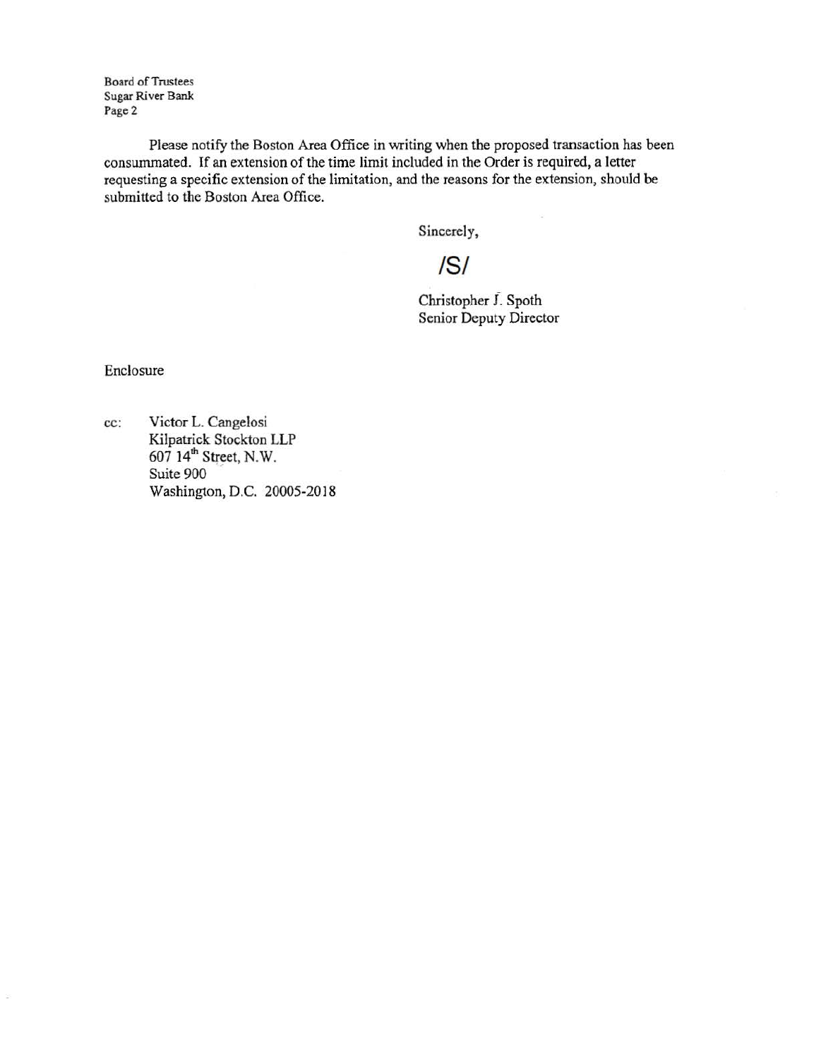Board of Trustees
Sugar River Bank
Page 2

Please notify the Boston Area Office in writing when the proposed transaction has been consummated. If an extension of the time limit included in the Order is required, a letter requesting a specific extension of the limitation, and the reasons for the extension, should be submitted to the Boston Area Office.

Sincerely,

/S/

Christopher J. Spoth
Senior Deputy Director

Enclosure

cc: Victor L. Cangelosi
Kilpatrick Stockton LLP
607 14th Street, N.W.
Suite 900
Washington, D.C. 20005-2018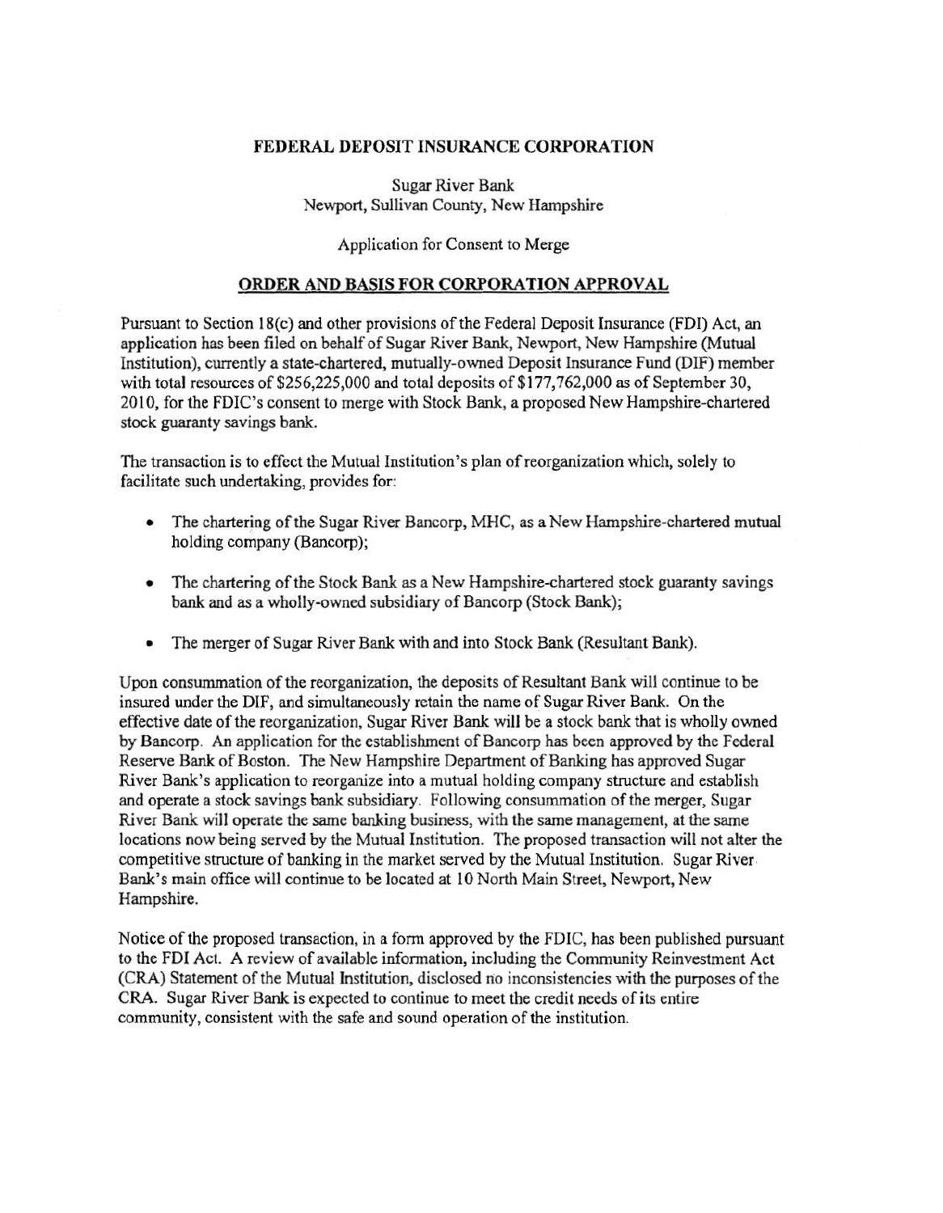# FEDERAL DEPOSIT INSURANCE CORPORATION

Sugar River Bank
Newport, Sullivan County, New Hampshire

Application for Consent to Merge

## ORDER AND BASIS FOR CORPORATION APPROVAL

Pursuant to Section 18(c) and other provisions of the Federal Deposit Insurance (FDI) Act, an application has been filed on behalf of Sugar River Bank, Newport, New Hampshire (Mutual Institution), currently a state-chartered, mutually-owned Deposit Insurance Fund (DIF) member with total resources of $256,225,000 and total deposits of $177,762,000 as of September 30, 2010, for the FDIC's consent to merge with Stock Bank, a proposed New Hampshire-chartered stock guaranty savings bank.

The transaction is to effect the Mutual Institution's plan of reorganization which, solely to facilitate such undertaking, provides for:

- The chartering of the Sugar River Bancorp, MHC, as a New Hampshire-chartered mutual holding company (Bancorp);
- The chartering of the Stock Bank as a New Hampshire-chartered stock guaranty savings bank and as a wholly-owned subsidiary of Bancorp (Stock Bank);
- The merger of Sugar River Bank with and into Stock Bank (Resultant Bank).

Upon consummation of the reorganization, the deposits of Resultant Bank will continue to be insured under the DIF, and simultaneously retain the name of Sugar River Bank. On the effective date of the reorganization, Sugar River Bank will be a stock bank that is wholly owned by Bancorp. An application for the establishment of Bancorp has been approved by the Federal Reserve Bank of Boston. The New Hampshire Department of Banking has approved Sugar River Bank's application to reorganize into a mutual holding company structure and establish and operate a stock savings bank subsidiary. Following consummation of the merger, Sugar River Bank will operate the same banking business, with the same management, at the same locations now being served by the Mutual Institution. The proposed transaction will not alter the competitive structure of banking in the market served by the Mutual Institution. Sugar River Bank's main office will continue to be located at 10 North Main Street, Newport, New Hampshire.

Notice of the proposed transaction, in a form approved by the FDIC, has been published pursuant to the FDI Act. A review of available information, including the Community Reinvestment Act (CRA) Statement of the Mutual Institution, disclosed no inconsistencies with the purposes of the CRA. Sugar River Bank is expected to continue to meet the credit needs of its entire community, consistent with the safe and sound operation of the institution.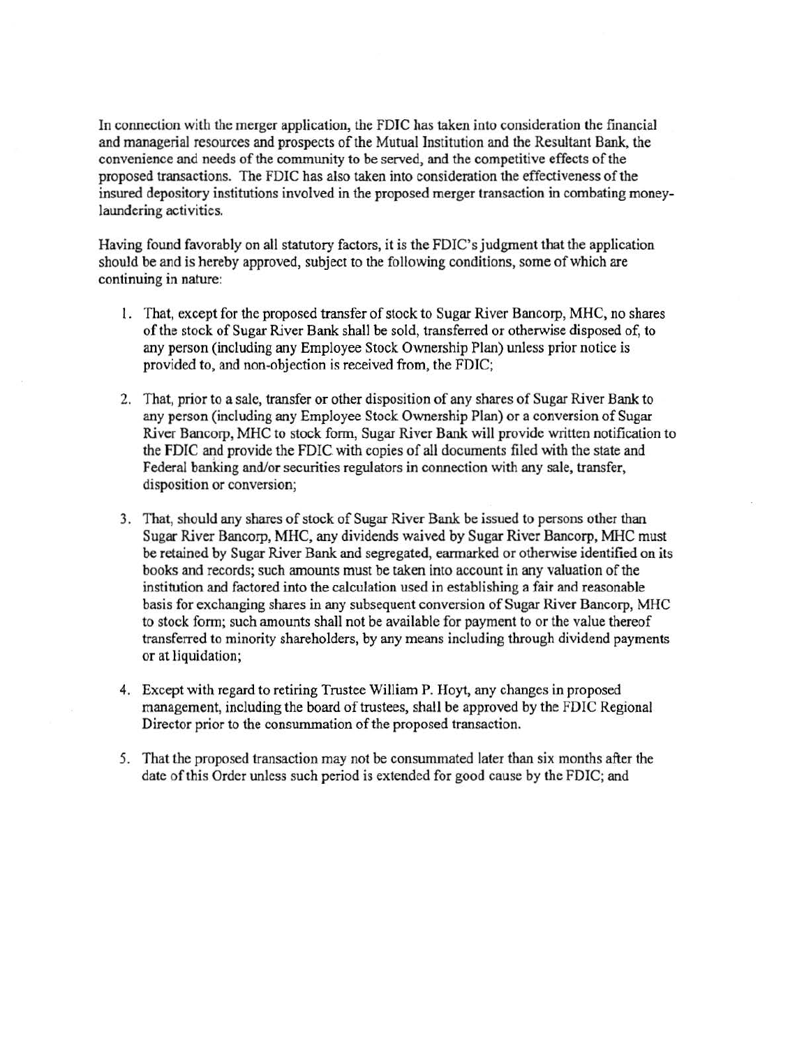In connection with the merger application, the FDIC has taken into consideration the financial and managerial resources and prospects of the Mutual Institution and the Resultant Bank, the convenience and needs of the community to be served, and the competitive effects of the proposed transactions. The FDIC has also taken into consideration the effectiveness of the insured depository institutions involved in the proposed merger transaction in combating money-laundering activities.

Having found favorably on all statutory factors, it is the FDIC's judgment that the application should be and is hereby approved, subject to the following conditions, some of which are continuing in nature:

1. That, except for the proposed transfer of stock to Sugar River Bancorp, MHC, no shares of the stock of Sugar River Bank shall be sold, transferred or otherwise disposed of, to any person (including any Employee Stock Ownership Plan) unless prior notice is provided to, and non-objection is received from, the FDIC;

2. That, prior to a sale, transfer or other disposition of any shares of Sugar River Bank to any person (including any Employee Stock Ownership Plan) or a conversion of Sugar River Bancorp, MHC to stock form, Sugar River Bank will provide written notification to the FDIC and provide the FDIC with copies of all documents filed with the state and Federal banking and/or securities regulators in connection with any sale, transfer, disposition or conversion;

3. That, should any shares of stock of Sugar River Bank be issued to persons other than Sugar River Bancorp, MHC, any dividends waived by Sugar River Bancorp, MHC must be retained by Sugar River Bank and segregated, earmarked or otherwise identified on its books and records; such amounts must be taken into account in any valuation of the institution and factored into the calculation used in establishing a fair and reasonable basis for exchanging shares in any subsequent conversion of Sugar River Bancorp, MHC to stock form; such amounts shall not be available for payment to or the value thereof transferred to minority shareholders, by any means including through dividend payments or at liquidation;

4. Except with regard to retiring Trustee William P. Hoyt, any changes in proposed management, including the board of trustees, shall be approved by the FDIC Regional Director prior to the consummation of the proposed transaction.

5. That the proposed transaction may not be consummated later than six months after the date of this Order unless such period is extended for good cause by the FDIC; and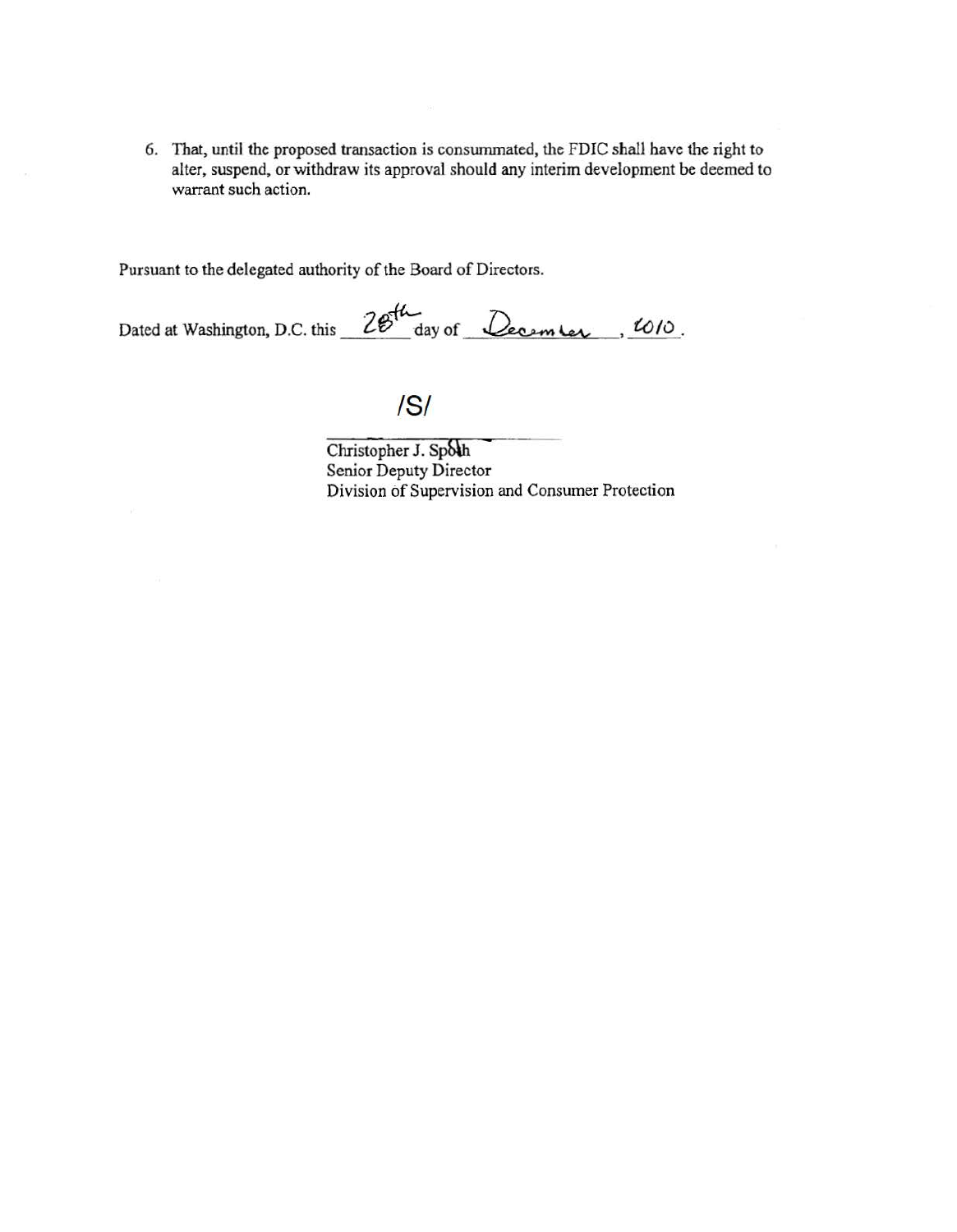6. That, until the proposed transaction is consummated, the FDIC shall have the right to alter, suspend, or withdraw its approval should any interim development be deemed to warrant such action.

Pursuant to the delegated authority of the Board of Directors.

Dated at Washington, D.C. this 28th day of December, 2010.

/S/

Christopher J. Spoth
Senior Deputy Director
Division of Supervision and Consumer Protection